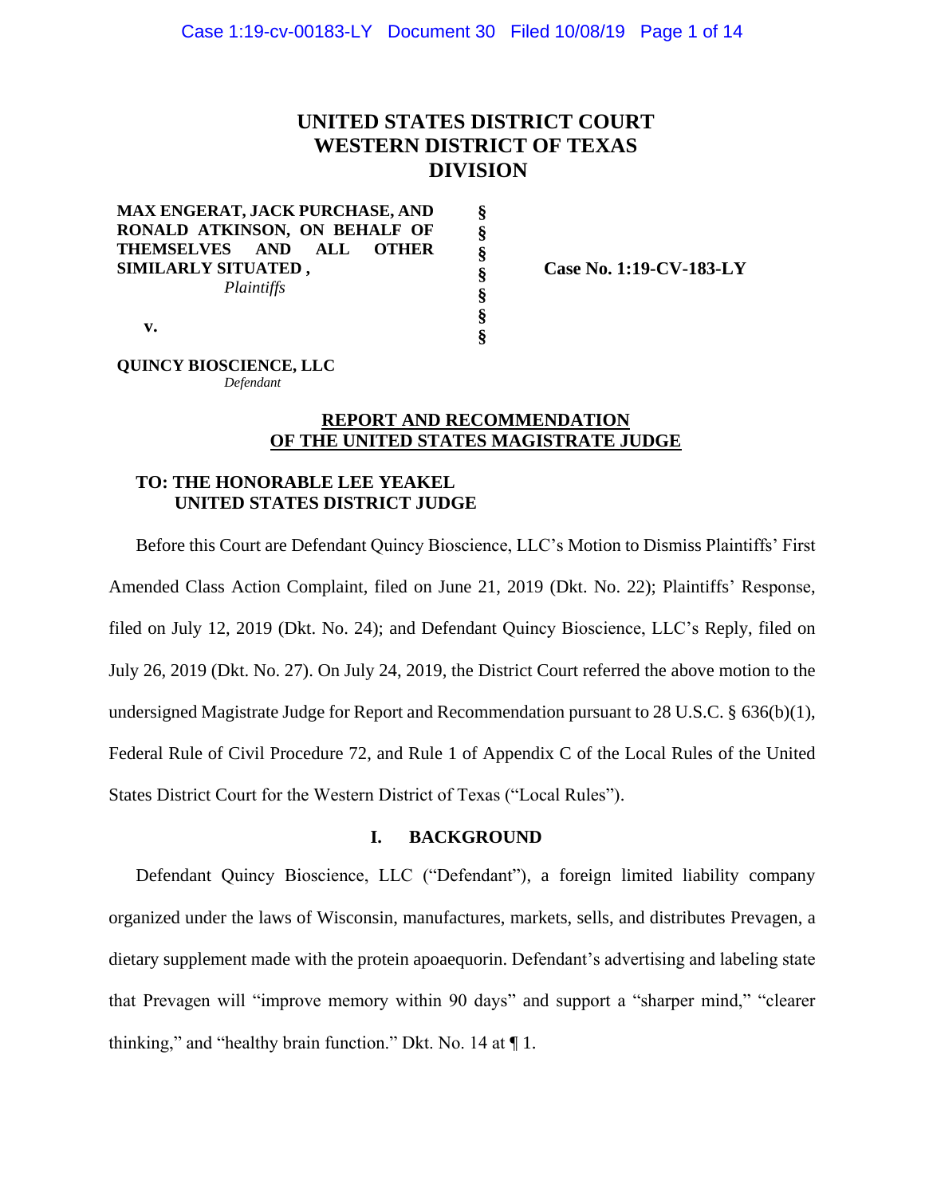# UNITED STATES DISTRICT COURT WESTERN DISTRICT OF TEXAS DIVISION

**MAX ENGERAT, JACK PURCHASE, AND RONALD ATKINSON, ON BEHALF OF THEMSELVES AND ALL OTHER SIMILARLY SITUATED ,**
*Plaintiffs*

**v.**

**QUINCY BIOSCIENCE, LLC**
*Defendant*

§
§
§
§
§
§
§

**Case No. 1:19-CV-183-LY**

## REPORT AND RECOMMENDATION OF THE UNITED STATES MAGISTRATE JUDGE

**TO: THE HONORABLE LEE YEAKEL UNITED STATES DISTRICT JUDGE**

Before this Court are Defendant Quincy Bioscience, LLC's Motion to Dismiss Plaintiffs' First Amended Class Action Complaint, filed on June 21, 2019 (Dkt. No. 22); Plaintiffs' Response, filed on July 12, 2019 (Dkt. No. 24); and Defendant Quincy Bioscience, LLC's Reply, filed on July 26, 2019 (Dkt. No. 27). On July 24, 2019, the District Court referred the above motion to the undersigned Magistrate Judge for Report and Recommendation pursuant to 28 U.S.C. § 636(b)(1), Federal Rule of Civil Procedure 72, and Rule 1 of Appendix C of the Local Rules of the United States District Court for the Western District of Texas ("Local Rules").

## I. BACKGROUND

Defendant Quincy Bioscience, LLC ("Defendant"), a foreign limited liability company organized under the laws of Wisconsin, manufactures, markets, sells, and distributes Prevagen, a dietary supplement made with the protein apoaequorin. Defendant's advertising and labeling state that Prevagen will "improve memory within 90 days" and support a "sharper mind," "clearer thinking," and "healthy brain function." Dkt. No. 14 at ¶ 1.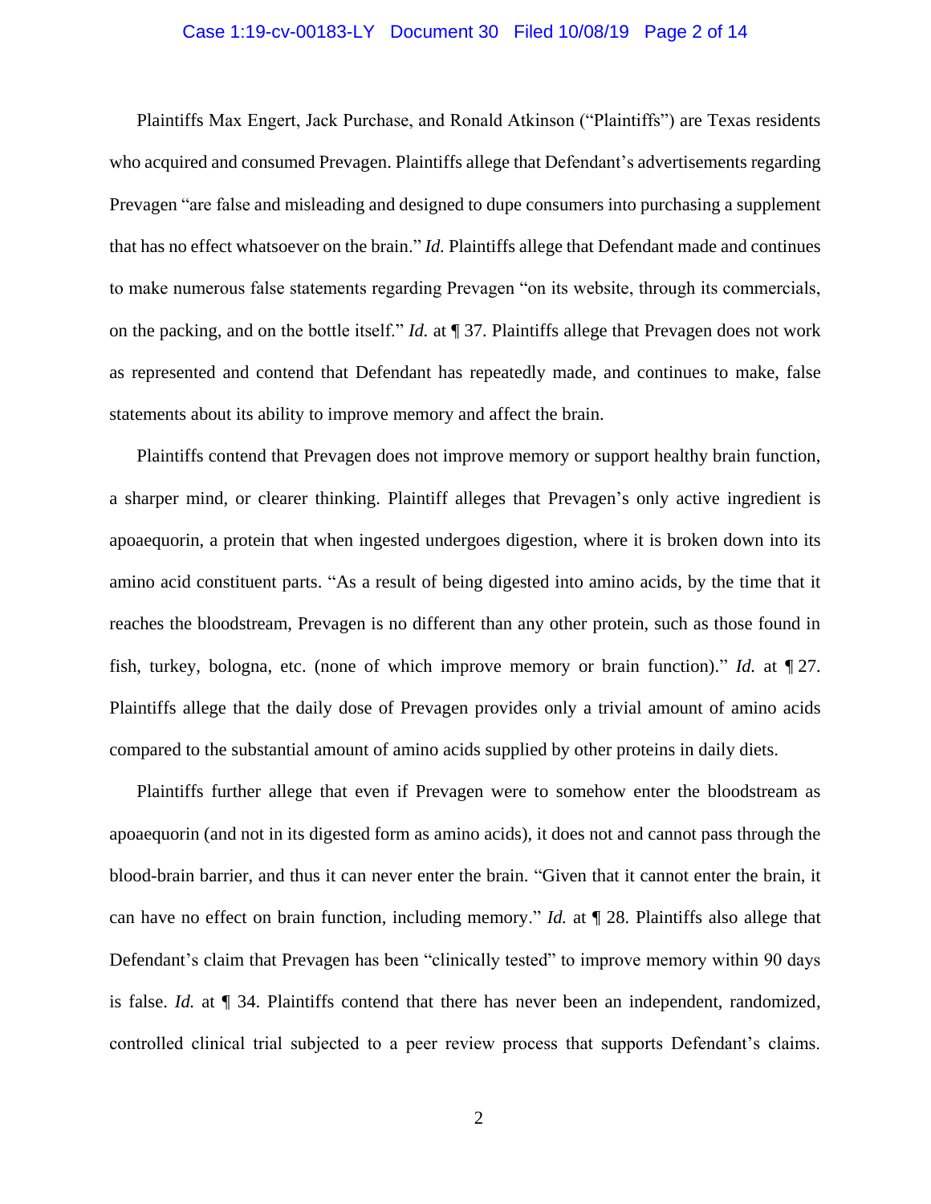Plaintiffs Max Engert, Jack Purchase, and Ronald Atkinson ("Plaintiffs") are Texas residents who acquired and consumed Prevagen. Plaintiffs allege that Defendant's advertisements regarding Prevagen "are false and misleading and designed to dupe consumers into purchasing a supplement that has no effect whatsoever on the brain." *Id.* Plaintiffs allege that Defendant made and continues to make numerous false statements regarding Prevagen "on its website, through its commercials, on the packing, and on the bottle itself." *Id.* at ¶ 37. Plaintiffs allege that Prevagen does not work as represented and contend that Defendant has repeatedly made, and continues to make, false statements about its ability to improve memory and affect the brain.

Plaintiffs contend that Prevagen does not improve memory or support healthy brain function, a sharper mind, or clearer thinking. Plaintiff alleges that Prevagen's only active ingredient is apoaequorin, a protein that when ingested undergoes digestion, where it is broken down into its amino acid constituent parts. "As a result of being digested into amino acids, by the time that it reaches the bloodstream, Prevagen is no different than any other protein, such as those found in fish, turkey, bologna, etc. (none of which improve memory or brain function)." *Id.* at ¶ 27. Plaintiffs allege that the daily dose of Prevagen provides only a trivial amount of amino acids compared to the substantial amount of amino acids supplied by other proteins in daily diets.

Plaintiffs further allege that even if Prevagen were to somehow enter the bloodstream as apoaequorin (and not in its digested form as amino acids), it does not and cannot pass through the blood-brain barrier, and thus it can never enter the brain. "Given that it cannot enter the brain, it can have no effect on brain function, including memory." *Id.* at ¶ 28. Plaintiffs also allege that Defendant's claim that Prevagen has been "clinically tested" to improve memory within 90 days is false. *Id.* at ¶ 34. Plaintiffs contend that there has never been an independent, randomized, controlled clinical trial subjected to a peer review process that supports Defendant's claims.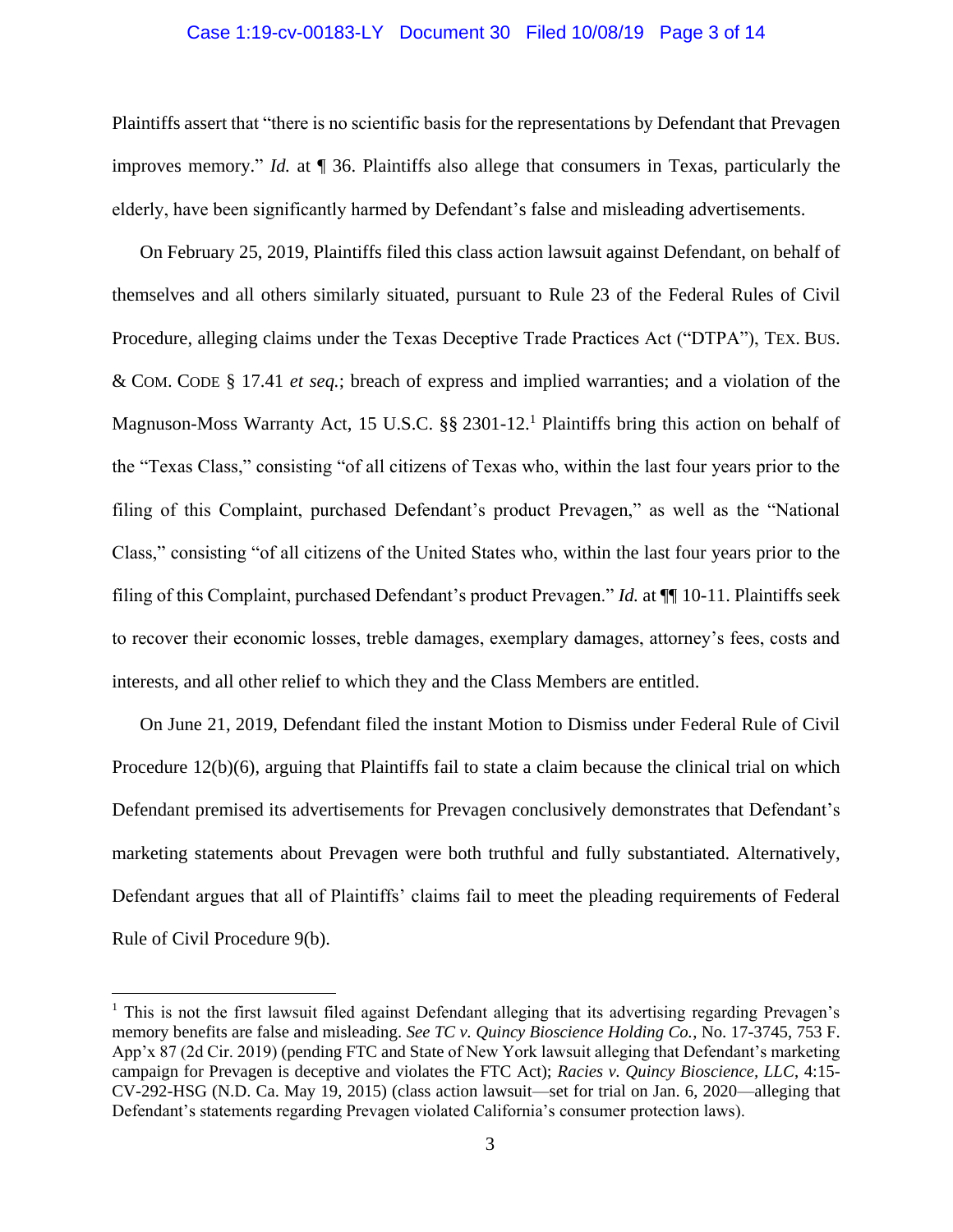Plaintiffs assert that "there is no scientific basis for the representations by Defendant that Prevagen improves memory." *Id.* at ¶ 36. Plaintiffs also allege that consumers in Texas, particularly the elderly, have been significantly harmed by Defendant's false and misleading advertisements.

On February 25, 2019, Plaintiffs filed this class action lawsuit against Defendant, on behalf of themselves and all others similarly situated, pursuant to Rule 23 of the Federal Rules of Civil Procedure, alleging claims under the Texas Deceptive Trade Practices Act ("DTPA"), TEX. BUS. & COM. CODE § 17.41 *et seq.*; breach of express and implied warranties; and a violation of the Magnuson-Moss Warranty Act, 15 U.S.C. §§ 2301-12.[1] Plaintiffs bring this action on behalf of the "Texas Class," consisting "of all citizens of Texas who, within the last four years prior to the filing of this Complaint, purchased Defendant's product Prevagen," as well as the "National Class," consisting "of all citizens of the United States who, within the last four years prior to the filing of this Complaint, purchased Defendant's product Prevagen." *Id.* at ¶¶ 10-11. Plaintiffs seek to recover their economic losses, treble damages, exemplary damages, attorney's fees, costs and interests, and all other relief to which they and the Class Members are entitled.

On June 21, 2019, Defendant filed the instant Motion to Dismiss under Federal Rule of Civil Procedure 12(b)(6), arguing that Plaintiffs fail to state a claim because the clinical trial on which Defendant premised its advertisements for Prevagen conclusively demonstrates that Defendant's marketing statements about Prevagen were both truthful and fully substantiated. Alternatively, Defendant argues that all of Plaintiffs' claims fail to meet the pleading requirements of Federal Rule of Civil Procedure 9(b).

---

[1] This is not the first lawsuit filed against Defendant alleging that its advertising regarding Prevagen's memory benefits are false and misleading. *See TC v. Quincy Bioscience Holding Co.*, No. 17-3745, 753 F. App'x 87 (2d Cir. 2019) (pending FTC and State of New York lawsuit alleging that Defendant's marketing campaign for Prevagen is deceptive and violates the FTC Act); *Racies v. Quincy Bioscience, LLC*, 4:15-CV-292-HSG (N.D. Ca. May 19, 2015) (class action lawsuit—set for trial on Jan. 6, 2020—alleging that Defendant's statements regarding Prevagen violated California's consumer protection laws).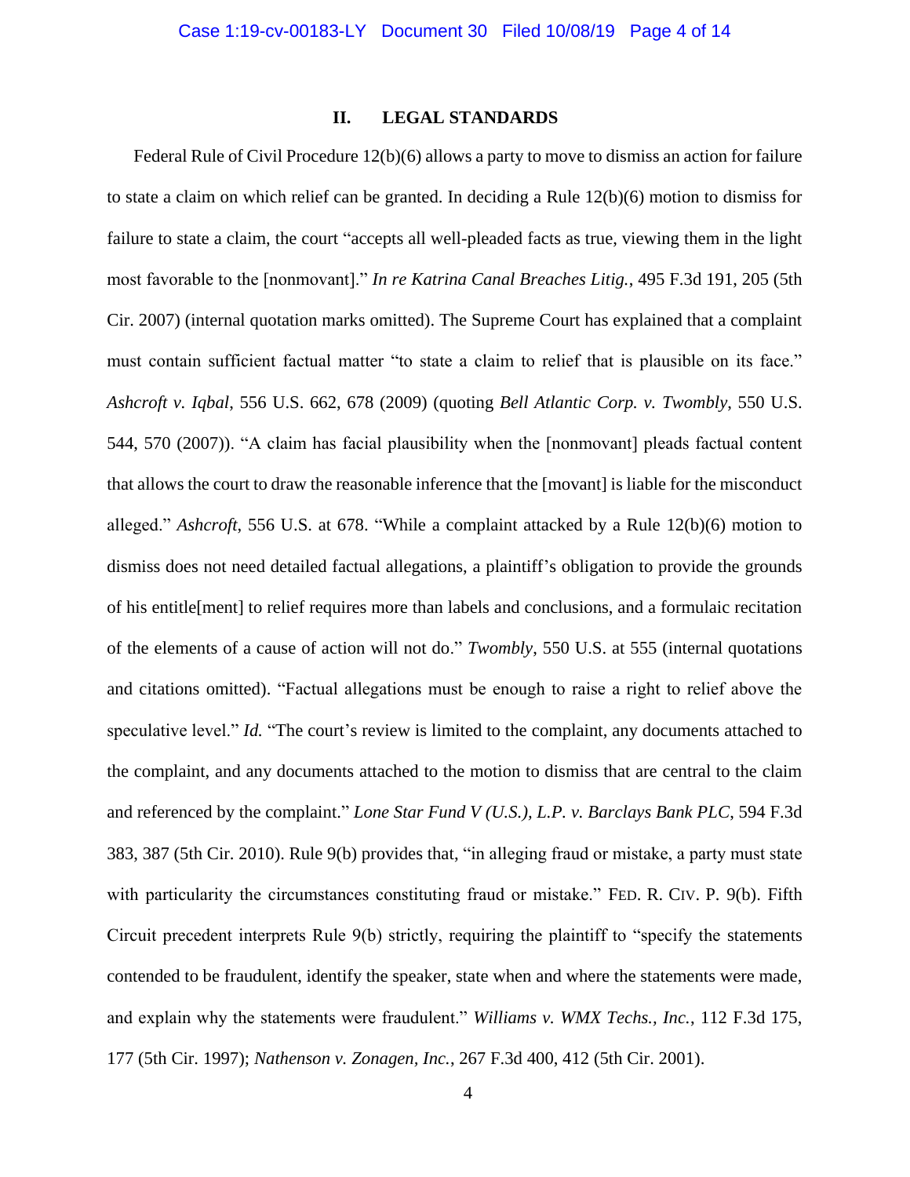## II. LEGAL STANDARDS

Federal Rule of Civil Procedure 12(b)(6) allows a party to move to dismiss an action for failure to state a claim on which relief can be granted. In deciding a Rule 12(b)(6) motion to dismiss for failure to state a claim, the court "accepts all well-pleaded facts as true, viewing them in the light most favorable to the [nonmovant]." *In re Katrina Canal Breaches Litig.*, 495 F.3d 191, 205 (5th Cir. 2007) (internal quotation marks omitted). The Supreme Court has explained that a complaint must contain sufficient factual matter "to state a claim to relief that is plausible on its face." *Ashcroft v. Iqbal*, 556 U.S. 662, 678 (2009) (quoting *Bell Atlantic Corp. v. Twombly*, 550 U.S. 544, 570 (2007)). "A claim has facial plausibility when the [nonmovant] pleads factual content that allows the court to draw the reasonable inference that the [movant] is liable for the misconduct alleged." *Ashcroft*, 556 U.S. at 678. "While a complaint attacked by a Rule 12(b)(6) motion to dismiss does not need detailed factual allegations, a plaintiff's obligation to provide the grounds of his entitle[ment] to relief requires more than labels and conclusions, and a formulaic recitation of the elements of a cause of action will not do." *Twombly*, 550 U.S. at 555 (internal quotations and citations omitted). "Factual allegations must be enough to raise a right to relief above the speculative level." *Id.* "The court's review is limited to the complaint, any documents attached to the complaint, and any documents attached to the motion to dismiss that are central to the claim and referenced by the complaint." *Lone Star Fund V (U.S.), L.P. v. Barclays Bank PLC*, 594 F.3d 383, 387 (5th Cir. 2010). Rule 9(b) provides that, "in alleging fraud or mistake, a party must state with particularity the circumstances constituting fraud or mistake." FED. R. CIV. P. 9(b). Fifth Circuit precedent interprets Rule 9(b) strictly, requiring the plaintiff to "specify the statements contended to be fraudulent, identify the speaker, state when and where the statements were made, and explain why the statements were fraudulent." *Williams v. WMX Techs., Inc.*, 112 F.3d 175, 177 (5th Cir. 1997); *Nathenson v. Zonagen, Inc.*, 267 F.3d 400, 412 (5th Cir. 2001).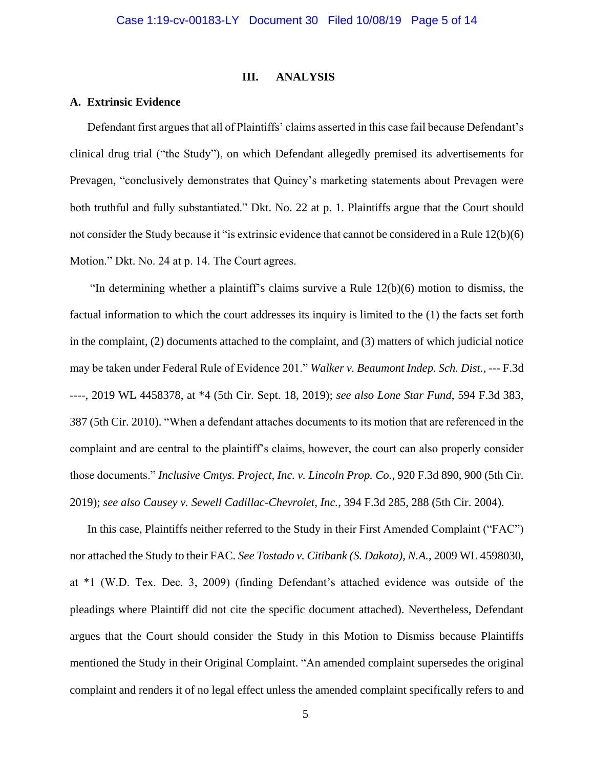## III. ANALYSIS

### A. Extrinsic Evidence

Defendant first argues that all of Plaintiffs' claims asserted in this case fail because Defendant's clinical drug trial ("the Study"), on which Defendant allegedly premised its advertisements for Prevagen, "conclusively demonstrates that Quincy's marketing statements about Prevagen were both truthful and fully substantiated." Dkt. No. 22 at p. 1. Plaintiffs argue that the Court should not consider the Study because it "is extrinsic evidence that cannot be considered in a Rule 12(b)(6) Motion." Dkt. No. 24 at p. 14. The Court agrees.

"In determining whether a plaintiff's claims survive a Rule 12(b)(6) motion to dismiss, the factual information to which the court addresses its inquiry is limited to the (1) the facts set forth in the complaint, (2) documents attached to the complaint, and (3) matters of which judicial notice may be taken under Federal Rule of Evidence 201." *Walker v. Beaumont Indep. Sch. Dist.*, --- F.3d ----, 2019 WL 4458378, at *4 (5th Cir. Sept. 18, 2019); *see also Lone Star Fund*, 594 F.3d 383, 387 (5th Cir. 2010). "When a defendant attaches documents to its motion that are referenced in the complaint and are central to the plaintiff's claims, however, the court can also properly consider those documents." *Inclusive Cmtys. Project, Inc. v. Lincoln Prop. Co.*, 920 F.3d 890, 900 (5th Cir. 2019); *see also Causey v. Sewell Cadillac-Chevrolet, Inc.*, 394 F.3d 285, 288 (5th Cir. 2004).

In this case, Plaintiffs neither referred to the Study in their First Amended Complaint ("FAC") nor attached the Study to their FAC. *See Tostado v. Citibank (S. Dakota), N.A.*, 2009 WL 4598030, at *1 (W.D. Tex. Dec. 3, 2009) (finding Defendant's attached evidence was outside of the pleadings where Plaintiff did not cite the specific document attached). Nevertheless, Defendant argues that the Court should consider the Study in this Motion to Dismiss because Plaintiffs mentioned the Study in their Original Complaint. "An amended complaint supersedes the original complaint and renders it of no legal effect unless the amended complaint specifically refers to and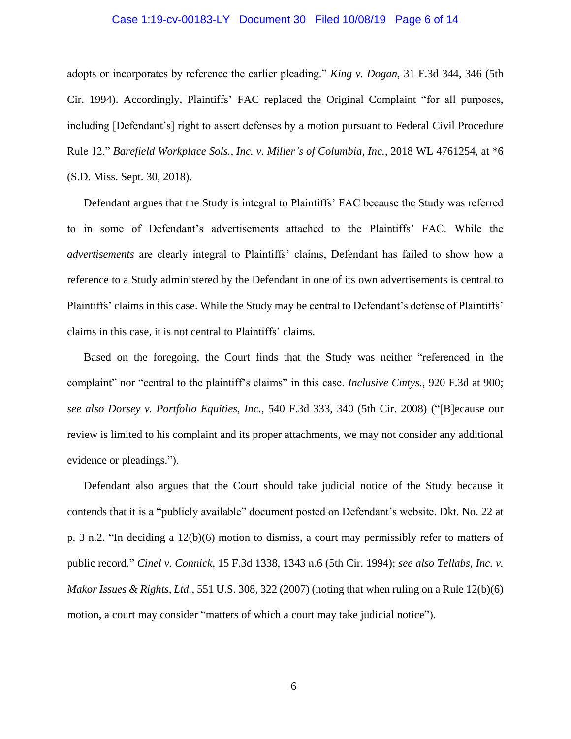adopts or incorporates by reference the earlier pleading." *King v. Dogan*, 31 F.3d 344, 346 (5th Cir. 1994). Accordingly, Plaintiffs' FAC replaced the Original Complaint "for all purposes, including [Defendant's] right to assert defenses by a motion pursuant to Federal Civil Procedure Rule 12." *Barefield Workplace Sols., Inc. v. Miller's of Columbia, Inc.*, 2018 WL 4761254, at *6 (S.D. Miss. Sept. 30, 2018).

Defendant argues that the Study is integral to Plaintiffs' FAC because the Study was referred to in some of Defendant's advertisements attached to the Plaintiffs' FAC. While the *advertisements* are clearly integral to Plaintiffs' claims, Defendant has failed to show how a reference to a Study administered by the Defendant in one of its own advertisements is central to Plaintiffs' claims in this case. While the Study may be central to Defendant's defense of Plaintiffs' claims in this case, it is not central to Plaintiffs' claims.

Based on the foregoing, the Court finds that the Study was neither "referenced in the complaint" nor "central to the plaintiff's claims" in this case. *Inclusive Cmtys.*, 920 F.3d at 900; *see also Dorsey v. Portfolio Equities, Inc.*, 540 F.3d 333, 340 (5th Cir. 2008) ("[B]ecause our review is limited to his complaint and its proper attachments, we may not consider any additional evidence or pleadings.").

Defendant also argues that the Court should take judicial notice of the Study because it contends that it is a "publicly available" document posted on Defendant's website. Dkt. No. 22 at p. 3 n.2. "In deciding a 12(b)(6) motion to dismiss, a court may permissibly refer to matters of public record." *Cinel v. Connick*, 15 F.3d 1338, 1343 n.6 (5th Cir. 1994); *see also Tellabs, Inc. v. Makor Issues & Rights, Ltd.*, 551 U.S. 308, 322 (2007) (noting that when ruling on a Rule 12(b)(6) motion, a court may consider "matters of which a court may take judicial notice").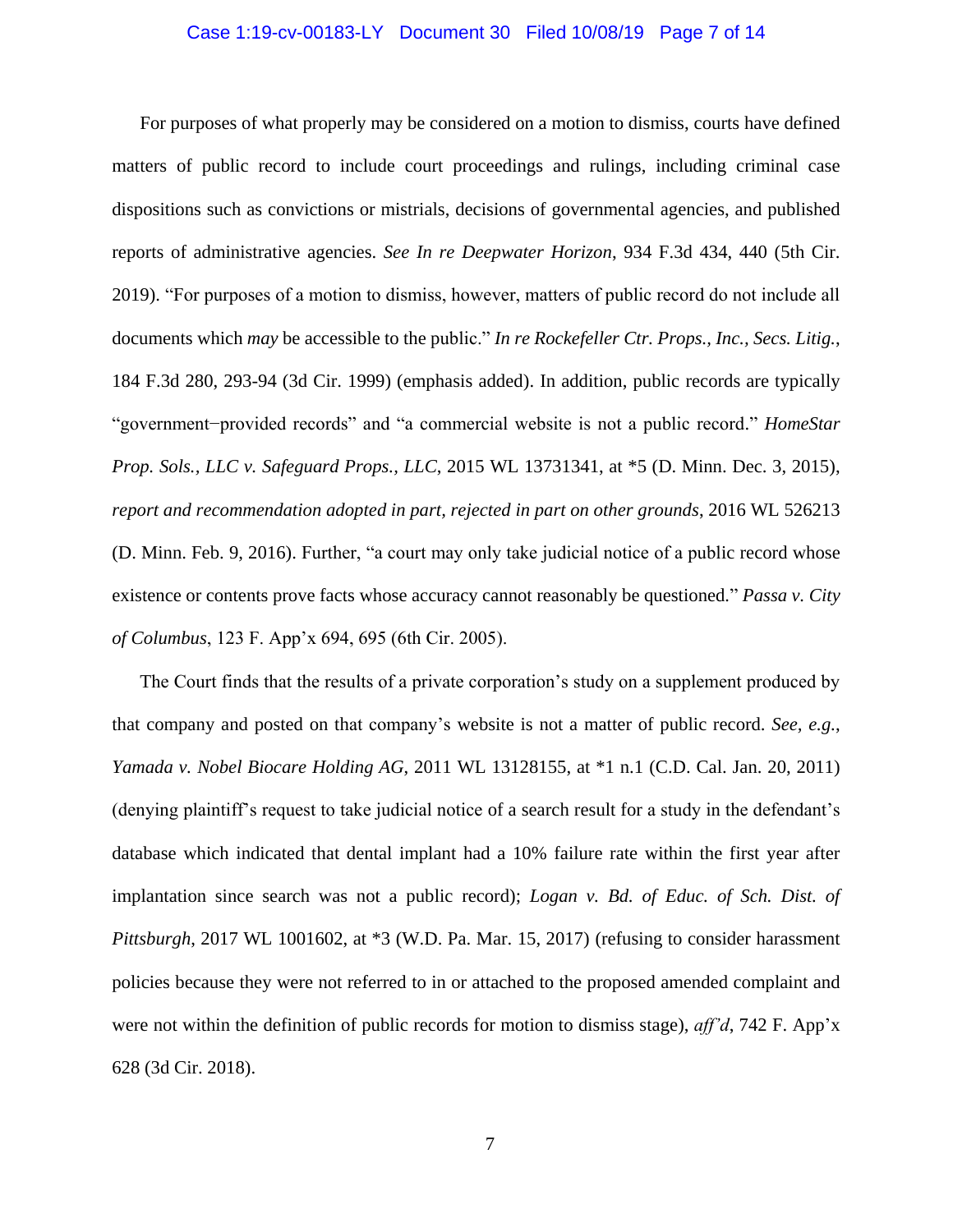For purposes of what properly may be considered on a motion to dismiss, courts have defined matters of public record to include court proceedings and rulings, including criminal case dispositions such as convictions or mistrials, decisions of governmental agencies, and published reports of administrative agencies. *See In re Deepwater Horizon*, 934 F.3d 434, 440 (5th Cir. 2019). "For purposes of a motion to dismiss, however, matters of public record do not include all documents which *may* be accessible to the public." *In re Rockefeller Ctr. Props., Inc., Secs. Litig.*, 184 F.3d 280, 293-94 (3d Cir. 1999) (emphasis added). In addition, public records are typically "government-provided records" and "a commercial website is not a public record." *HomeStar Prop. Sols., LLC v. Safeguard Props., LLC*, 2015 WL 13731341, at *5 (D. Minn. Dec. 3, 2015), *report and recommendation adopted in part, rejected in part on other grounds*, 2016 WL 526213 (D. Minn. Feb. 9, 2016). Further, "a court may only take judicial notice of a public record whose existence or contents prove facts whose accuracy cannot reasonably be questioned." *Passa v. City of Columbus*, 123 F. App'x 694, 695 (6th Cir. 2005).

The Court finds that the results of a private corporation's study on a supplement produced by that company and posted on that company's website is not a matter of public record. *See, e.g.*, *Yamada v. Nobel Biocare Holding AG*, 2011 WL 13128155, at *1 n.1 (C.D. Cal. Jan. 20, 2011) (denying plaintiff's request to take judicial notice of a search result for a study in the defendant's database which indicated that dental implant had a 10% failure rate within the first year after implantation since search was not a public record); *Logan v. Bd. of Educ. of Sch. Dist. of Pittsburgh*, 2017 WL 1001602, at *3 (W.D. Pa. Mar. 15, 2017) (refusing to consider harassment policies because they were not referred to in or attached to the proposed amended complaint and were not within the definition of public records for motion to dismiss stage), *aff'd*, 742 F. App'x 628 (3d Cir. 2018).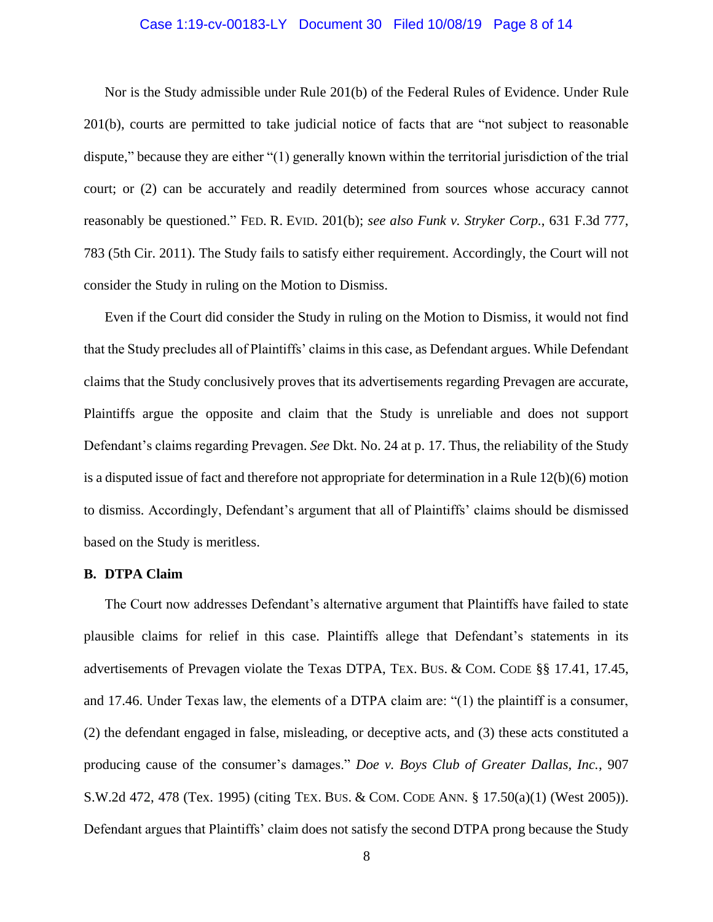Nor is the Study admissible under Rule 201(b) of the Federal Rules of Evidence. Under Rule 201(b), courts are permitted to take judicial notice of facts that are "not subject to reasonable dispute," because they are either "(1) generally known within the territorial jurisdiction of the trial court; or (2) can be accurately and readily determined from sources whose accuracy cannot reasonably be questioned." FED. R. EVID. 201(b); *see also Funk v. Stryker Corp.*, 631 F.3d 777, 783 (5th Cir. 2011). The Study fails to satisfy either requirement. Accordingly, the Court will not consider the Study in ruling on the Motion to Dismiss.

Even if the Court did consider the Study in ruling on the Motion to Dismiss, it would not find that the Study precludes all of Plaintiffs' claims in this case, as Defendant argues. While Defendant claims that the Study conclusively proves that its advertisements regarding Prevagen are accurate, Plaintiffs argue the opposite and claim that the Study is unreliable and does not support Defendant's claims regarding Prevagen. *See* Dkt. No. 24 at p. 17. Thus, the reliability of the Study is a disputed issue of fact and therefore not appropriate for determination in a Rule 12(b)(6) motion to dismiss. Accordingly, Defendant's argument that all of Plaintiffs' claims should be dismissed based on the Study is meritless.

**B. DTPA Claim**

The Court now addresses Defendant's alternative argument that Plaintiffs have failed to state plausible claims for relief in this case. Plaintiffs allege that Defendant's statements in its advertisements of Prevagen violate the Texas DTPA, TEX. BUS. & COM. CODE §§ 17.41, 17.45, and 17.46. Under Texas law, the elements of a DTPA claim are: "(1) the plaintiff is a consumer, (2) the defendant engaged in false, misleading, or deceptive acts, and (3) these acts constituted a producing cause of the consumer's damages." *Doe v. Boys Club of Greater Dallas, Inc.*, 907 S.W.2d 472, 478 (Tex. 1995) (citing TEX. BUS. & COM. CODE ANN. § 17.50(a)(1) (West 2005)). Defendant argues that Plaintiffs' claim does not satisfy the second DTPA prong because the Study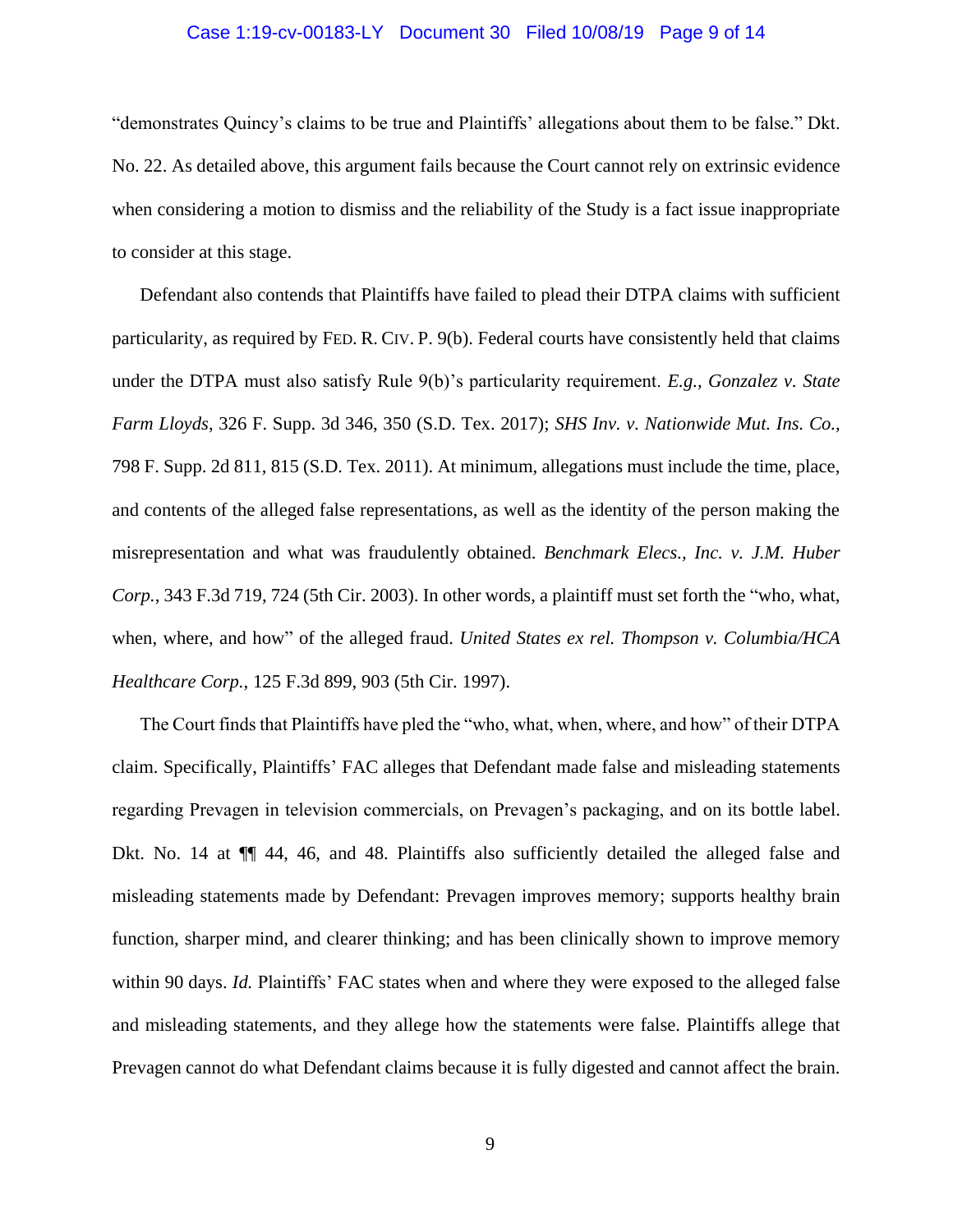"demonstrates Quincy's claims to be true and Plaintiffs' allegations about them to be false." Dkt. No. 22. As detailed above, this argument fails because the Court cannot rely on extrinsic evidence when considering a motion to dismiss and the reliability of the Study is a fact issue inappropriate to consider at this stage.

Defendant also contends that Plaintiffs have failed to plead their DTPA claims with sufficient particularity, as required by FED. R. CIV. P. 9(b). Federal courts have consistently held that claims under the DTPA must also satisfy Rule 9(b)'s particularity requirement. *E.g., Gonzalez v. State Farm Lloyds*, 326 F. Supp. 3d 346, 350 (S.D. Tex. 2017); *SHS Inv. v. Nationwide Mut. Ins. Co.*, 798 F. Supp. 2d 811, 815 (S.D. Tex. 2011). At minimum, allegations must include the time, place, and contents of the alleged false representations, as well as the identity of the person making the misrepresentation and what was fraudulently obtained. *Benchmark Elecs., Inc. v. J.M. Huber Corp.*, 343 F.3d 719, 724 (5th Cir. 2003). In other words, a plaintiff must set forth the "who, what, when, where, and how" of the alleged fraud. *United States ex rel. Thompson v. Columbia/HCA Healthcare Corp.*, 125 F.3d 899, 903 (5th Cir. 1997).

The Court finds that Plaintiffs have pled the "who, what, when, where, and how" of their DTPA claim. Specifically, Plaintiffs' FAC alleges that Defendant made false and misleading statements regarding Prevagen in television commercials, on Prevagen's packaging, and on its bottle label. Dkt. No. 14 at ¶¶ 44, 46, and 48. Plaintiffs also sufficiently detailed the alleged false and misleading statements made by Defendant: Prevagen improves memory; supports healthy brain function, sharper mind, and clearer thinking; and has been clinically shown to improve memory within 90 days. *Id.* Plaintiffs' FAC states when and where they were exposed to the alleged false and misleading statements, and they allege how the statements were false. Plaintiffs allege that Prevagen cannot do what Defendant claims because it is fully digested and cannot affect the brain.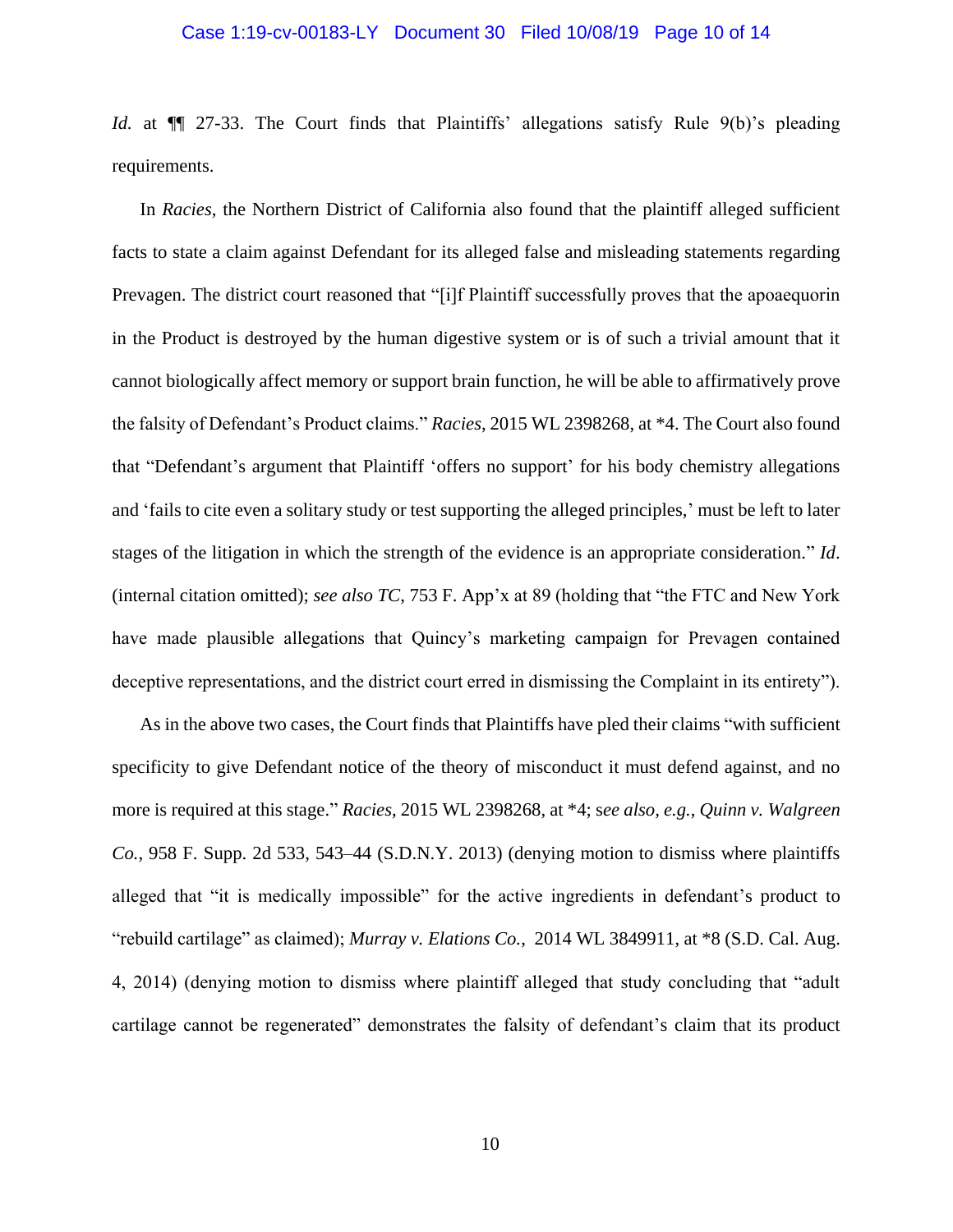*Id.* at ¶¶ 27-33. The Court finds that Plaintiffs' allegations satisfy Rule 9(b)'s pleading requirements.

In *Racies*, the Northern District of California also found that the plaintiff alleged sufficient facts to state a claim against Defendant for its alleged false and misleading statements regarding Prevagen. The district court reasoned that "[i]f Plaintiff successfully proves that the apoaequorin in the Product is destroyed by the human digestive system or is of such a trivial amount that it cannot biologically affect memory or support brain function, he will be able to affirmatively prove the falsity of Defendant's Product claims." *Racies*, 2015 WL 2398268, at *4. The Court also found that "Defendant's argument that Plaintiff 'offers no support' for his body chemistry allegations and 'fails to cite even a solitary study or test supporting the alleged principles,' must be left to later stages of the litigation in which the strength of the evidence is an appropriate consideration." *Id*. (internal citation omitted); *see also TC*, 753 F. App'x at 89 (holding that "the FTC and New York have made plausible allegations that Quincy's marketing campaign for Prevagen contained deceptive representations, and the district court erred in dismissing the Complaint in its entirety").

As in the above two cases, the Court finds that Plaintiffs have pled their claims "with sufficient specificity to give Defendant notice of the theory of misconduct it must defend against, and no more is required at this stage." *Racies*, 2015 WL 2398268, at *4; s*ee also, e.g.*, *Quinn v. Walgreen Co.*, 958 F. Supp. 2d 533, 543–44 (S.D.N.Y. 2013) (denying motion to dismiss where plaintiffs alleged that "it is medically impossible" for the active ingredients in defendant's product to "rebuild cartilage" as claimed); *Murray v. Elations Co.*, 2014 WL 3849911, at *8 (S.D. Cal. Aug. 4, 2014) (denying motion to dismiss where plaintiff alleged that study concluding that "adult cartilage cannot be regenerated" demonstrates the falsity of defendant's claim that its product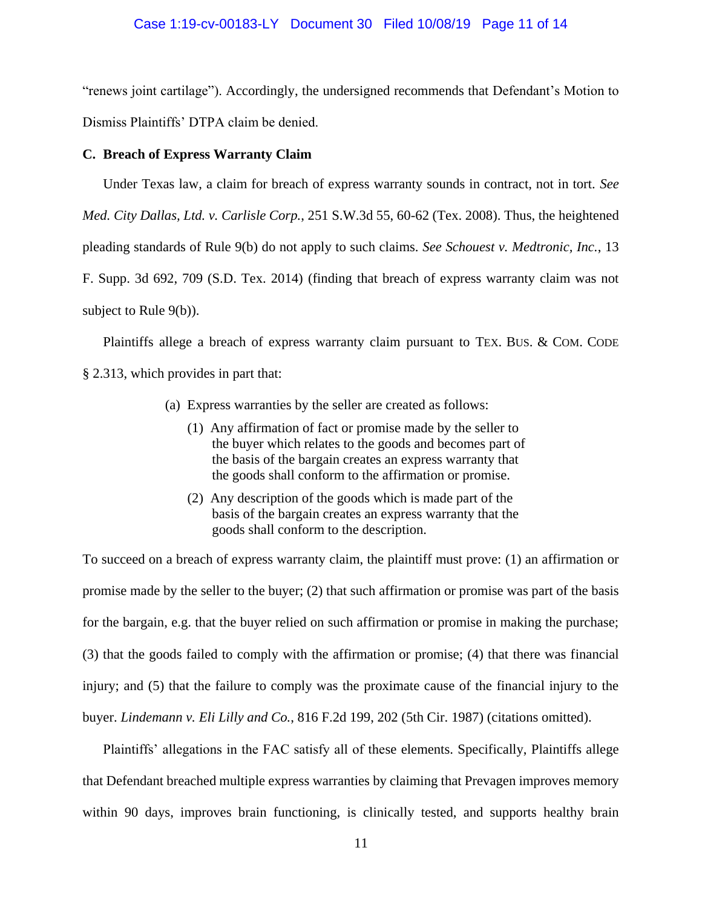"renews joint cartilage"). Accordingly, the undersigned recommends that Defendant's Motion to Dismiss Plaintiffs' DTPA claim be denied.

**C. Breach of Express Warranty Claim**

Under Texas law, a claim for breach of express warranty sounds in contract, not in tort. *See Med. City Dallas, Ltd. v. Carlisle Corp.*, 251 S.W.3d 55, 60-62 (Tex. 2008). Thus, the heightened pleading standards of Rule 9(b) do not apply to such claims. *See Schouest v. Medtronic, Inc.*, 13 F. Supp. 3d 692, 709 (S.D. Tex. 2014) (finding that breach of express warranty claim was not subject to Rule 9(b)).

Plaintiffs allege a breach of express warranty claim pursuant to TEX. BUS. & COM. CODE § 2.313, which provides in part that:

> (a) Express warranties by the seller are created as follows:
>
> (1) Any affirmation of fact or promise made by the seller to the buyer which relates to the goods and becomes part of the basis of the bargain creates an express warranty that the goods shall conform to the affirmation or promise.
>
> (2) Any description of the goods which is made part of the basis of the bargain creates an express warranty that the goods shall conform to the description.

To succeed on a breach of express warranty claim, the plaintiff must prove: (1) an affirmation or promise made by the seller to the buyer; (2) that such affirmation or promise was part of the basis for the bargain, e.g. that the buyer relied on such affirmation or promise in making the purchase; (3) that the goods failed to comply with the affirmation or promise; (4) that there was financial injury; and (5) that the failure to comply was the proximate cause of the financial injury to the buyer. *Lindemann v. Eli Lilly and Co.*, 816 F.2d 199, 202 (5th Cir. 1987) (citations omitted).

Plaintiffs' allegations in the FAC satisfy all of these elements. Specifically, Plaintiffs allege that Defendant breached multiple express warranties by claiming that Prevagen improves memory within 90 days, improves brain functioning, is clinically tested, and supports healthy brain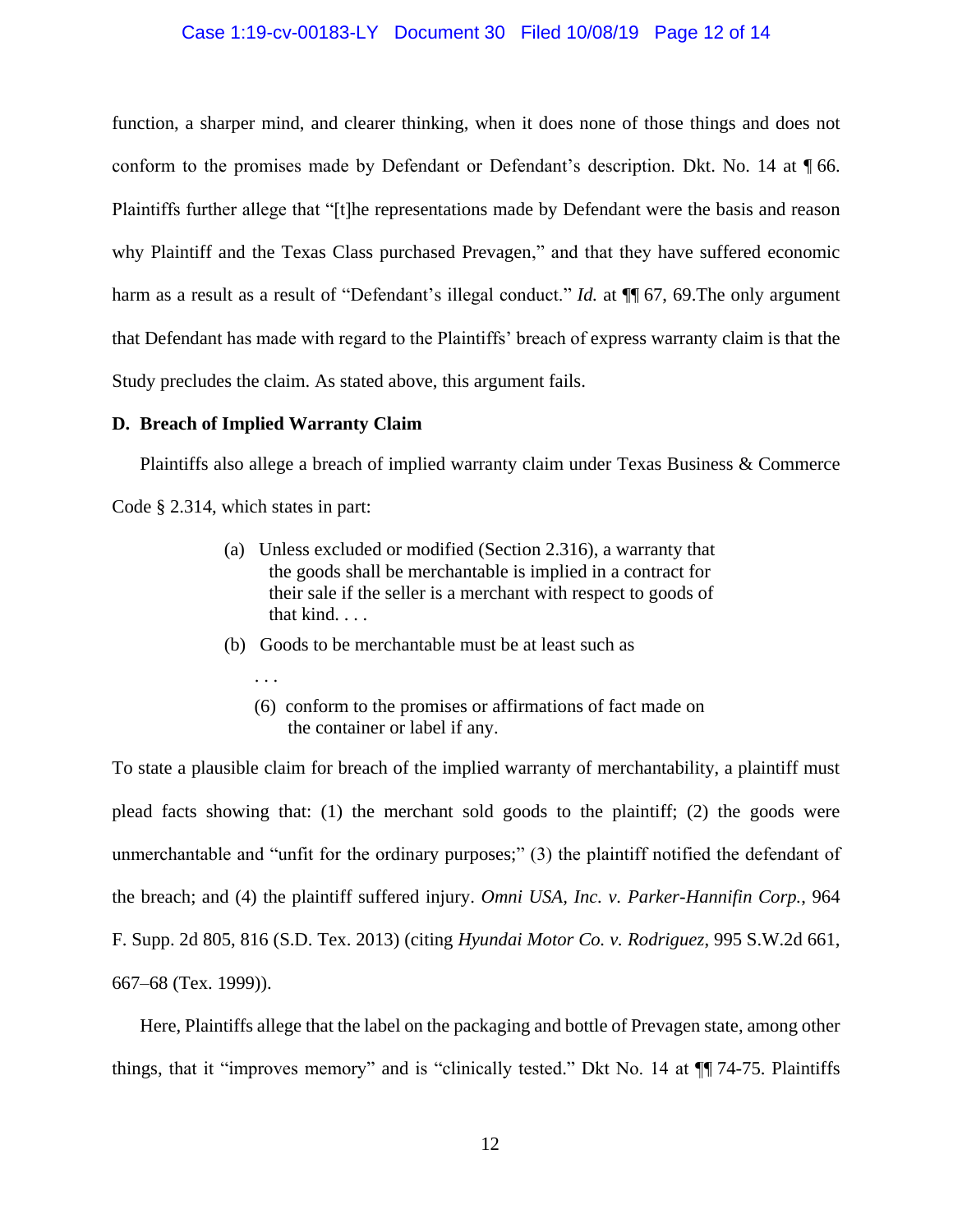function, a sharper mind, and clearer thinking, when it does none of those things and does not conform to the promises made by Defendant or Defendant's description. Dkt. No. 14 at ¶ 66. Plaintiffs further allege that "[t]he representations made by Defendant were the basis and reason why Plaintiff and the Texas Class purchased Prevagen," and that they have suffered economic harm as a result as a result of "Defendant's illegal conduct." *Id.* at ¶¶ 67, 69.The only argument that Defendant has made with regard to the Plaintiffs' breach of express warranty claim is that the Study precludes the claim. As stated above, this argument fails.

### D. Breach of Implied Warranty Claim

Plaintiffs also allege a breach of implied warranty claim under Texas Business & Commerce Code § 2.314, which states in part:

> (a) Unless excluded or modified (Section 2.316), a warranty that the goods shall be merchantable is implied in a contract for their sale if the seller is a merchant with respect to goods of that kind. . . .
>
> (b) Goods to be merchantable must be at least such as
>
> . . .
>
> (6) conform to the promises or affirmations of fact made on the container or label if any.

To state a plausible claim for breach of the implied warranty of merchantability, a plaintiff must plead facts showing that: (1) the merchant sold goods to the plaintiff; (2) the goods were unmerchantable and "unfit for the ordinary purposes;" (3) the plaintiff notified the defendant of the breach; and (4) the plaintiff suffered injury. *Omni USA, Inc. v. Parker-Hannifin Corp.*, 964 F. Supp. 2d 805, 816 (S.D. Tex. 2013) (citing *Hyundai Motor Co. v. Rodriguez*, 995 S.W.2d 661, 667–68 (Tex. 1999)).

Here, Plaintiffs allege that the label on the packaging and bottle of Prevagen state, among other things, that it "improves memory" and is "clinically tested." Dkt No. 14 at ¶¶ 74-75. Plaintiffs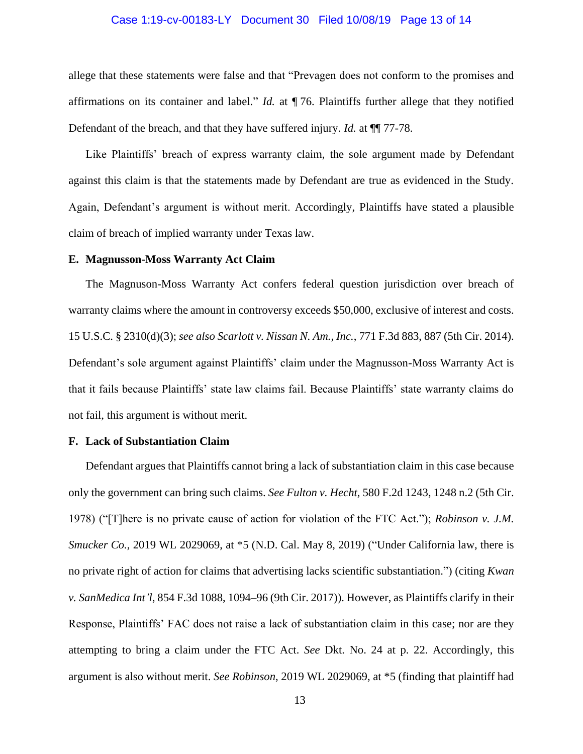allege that these statements were false and that "Prevagen does not conform to the promises and affirmations on its container and label." *Id.* at ¶ 76. Plaintiffs further allege that they notified Defendant of the breach, and that they have suffered injury. *Id.* at ¶¶ 77-78.

Like Plaintiffs' breach of express warranty claim, the sole argument made by Defendant against this claim is that the statements made by Defendant are true as evidenced in the Study. Again, Defendant's argument is without merit. Accordingly, Plaintiffs have stated a plausible claim of breach of implied warranty under Texas law.

**E. Magnusson-Moss Warranty Act Claim**

The Magnuson-Moss Warranty Act confers federal question jurisdiction over breach of warranty claims where the amount in controversy exceeds $50,000, exclusive of interest and costs. 15 U.S.C. § 2310(d)(3); *see also Scarlott v. Nissan N. Am., Inc.*, 771 F.3d 883, 887 (5th Cir. 2014). Defendant's sole argument against Plaintiffs' claim under the Magnuson-Moss Warranty Act is that it fails because Plaintiffs' state law claims fail. Because Plaintiffs' state warranty claims do not fail, this argument is without merit.

**F. Lack of Substantiation Claim**

Defendant argues that Plaintiffs cannot bring a lack of substantiation claim in this case because only the government can bring such claims. *See Fulton v. Hecht*, 580 F.2d 1243, 1248 n.2 (5th Cir. 1978) ("[T]here is no private cause of action for violation of the FTC Act."); *Robinson v. J.M. Smucker Co.*, 2019 WL 2029069, at *5 (N.D. Cal. May 8, 2019) ("Under California law, there is no private right of action for claims that advertising lacks scientific substantiation.") (citing *Kwan v. SanMedica Int'l*, 854 F.3d 1088, 1094–96 (9th Cir. 2017)). However, as Plaintiffs clarify in their Response, Plaintiffs' FAC does not raise a lack of substantiation claim in this case; nor are they attempting to bring a claim under the FTC Act. *See* Dkt. No. 24 at p. 22. Accordingly, this argument is also without merit. *See Robinson*, 2019 WL 2029069, at *5 (finding that plaintiff had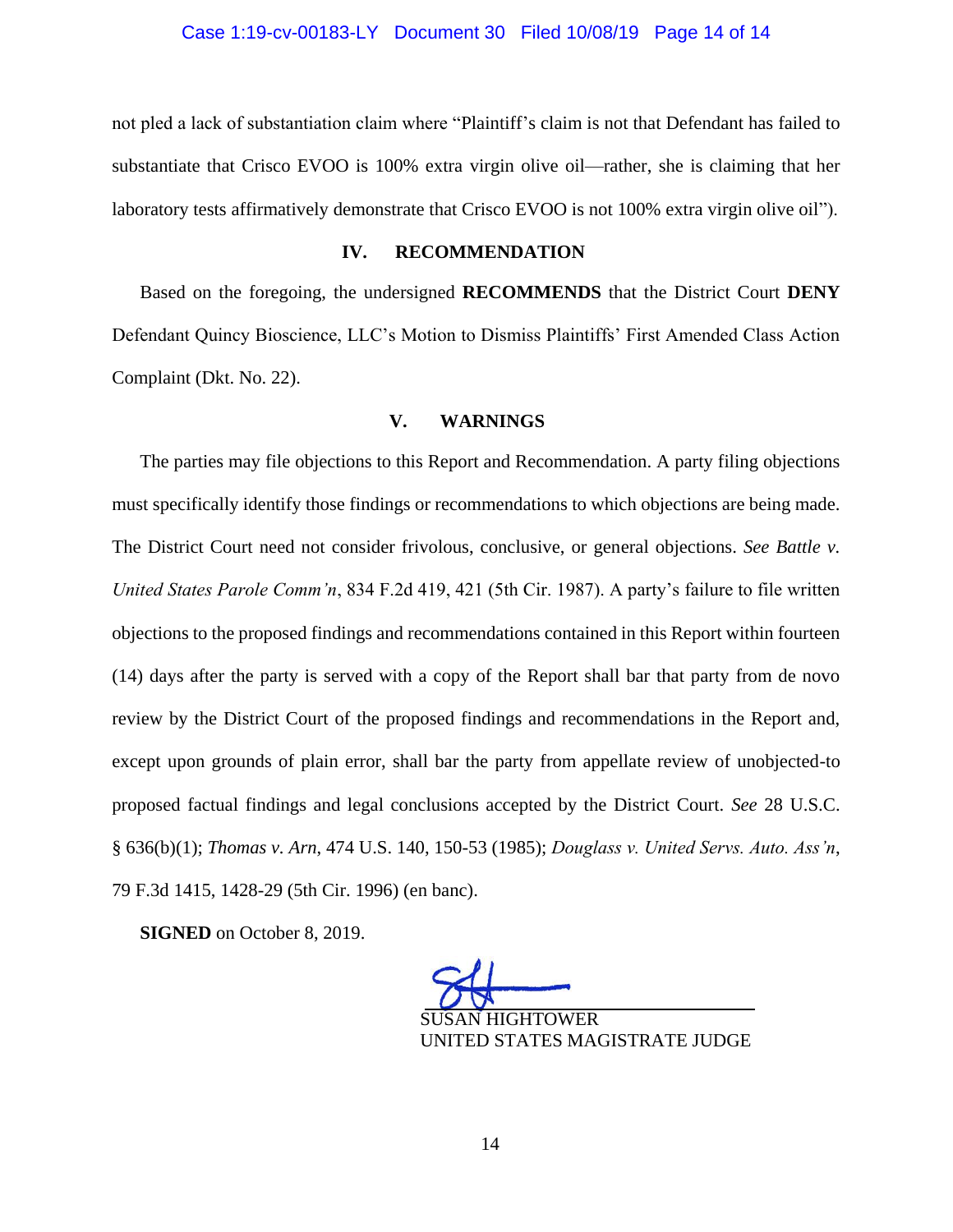not pled a lack of substantiation claim where "Plaintiff's claim is not that Defendant has failed to substantiate that Crisco EVOO is 100% extra virgin olive oil—rather, she is claiming that her laboratory tests affirmatively demonstrate that Crisco EVOO is not 100% extra virgin olive oil").

## IV. RECOMMENDATION

Based on the foregoing, the undersigned **RECOMMENDS** that the District Court **DENY** Defendant Quincy Bioscience, LLC's Motion to Dismiss Plaintiffs' First Amended Class Action Complaint (Dkt. No. 22).

## V. WARNINGS

The parties may file objections to this Report and Recommendation. A party filing objections must specifically identify those findings or recommendations to which objections are being made. The District Court need not consider frivolous, conclusive, or general objections. *See Battle v. United States Parole Comm'n*, 834 F.2d 419, 421 (5th Cir. 1987). A party's failure to file written objections to the proposed findings and recommendations contained in this Report within fourteen (14) days after the party is served with a copy of the Report shall bar that party from de novo review by the District Court of the proposed findings and recommendations in the Report and, except upon grounds of plain error, shall bar the party from appellate review of unobjected-to proposed factual findings and legal conclusions accepted by the District Court. *See* 28 U.S.C. § 636(b)(1); *Thomas v. Arn*, 474 U.S. 140, 150-53 (1985); *Douglass v. United Servs. Auto. Ass'n*, 79 F.3d 1415, 1428-29 (5th Cir. 1996) (en banc).

**SIGNED** on October 8, 2019.

SUSAN HIGHTOWER
UNITED STATES MAGISTRATE JUDGE